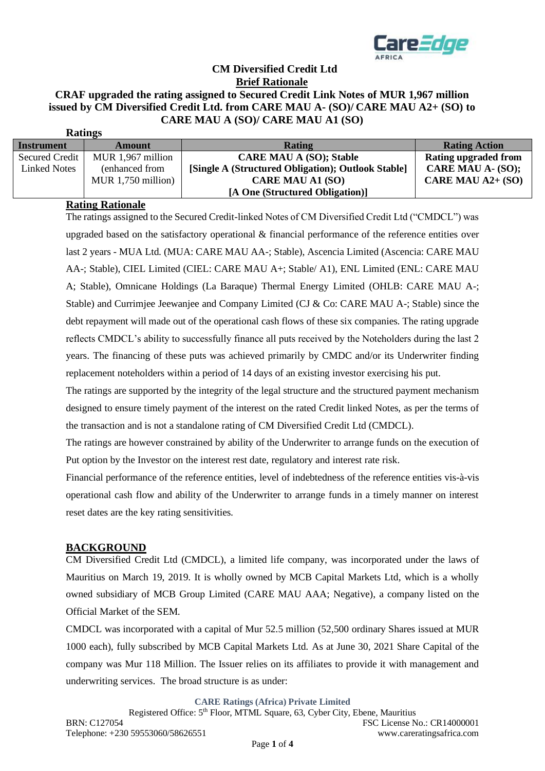# CM Diversified Credit Ltd

## Brief Rationale

**CRAF upgraded the rating assigned to Secured Credit Link Notes of MUR 1,967 million issued by CM Diversified Credit Ltd. from CARE MAU A- (SO)/ CARE MAU A2+ (SO) to CARE MAU A (SO)/ CARE MAU A1 (SO)**

**Ratings**

| Instrument | Amount | Rating | Rating Action |
|---|---|---|---|
| Secured Credit Linked Notes | MUR 1,967 million (enhanced from MUR 1,750 million) | **CARE MAU A (SO); Stable [Single A (Structured Obligation); Outlook Stable] CARE MAU A1 (SO) [A One (Structured Obligation)]** | **Rating upgraded from CARE MAU A- (SO); CARE MAU A2+ (SO)** |

## Rating Rationale

The ratings assigned to the Secured Credit-linked Notes of CM Diversified Credit Ltd ("CMDCL") was upgraded based on the satisfactory operational & financial performance of the reference entities over last 2 years - MUA Ltd. (MUA: CARE MAU AA-; Stable), Ascencia Limited (Ascencia: CARE MAU AA-; Stable), CIEL Limited (CIEL: CARE MAU A+; Stable/ A1), ENL Limited (ENL: CARE MAU A; Stable), Omnicane Holdings (La Baraque) Thermal Energy Limited (OHLB: CARE MAU A-; Stable) and Currimjee Jeewanjee and Company Limited (CJ & Co: CARE MAU A-; Stable) since the debt repayment will made out of the operational cash flows of these six companies. The rating upgrade reflects CMDCL's ability to successfully finance all puts received by the Noteholders during the last 2 years. The financing of these puts was achieved primarily by CMDC and/or its Underwriter finding replacement noteholders within a period of 14 days of an existing investor exercising his put.

The ratings are supported by the integrity of the legal structure and the structured payment mechanism designed to ensure timely payment of the interest on the rated Credit linked Notes, as per the terms of the transaction and is not a standalone rating of CM Diversified Credit Ltd (CMDCL).

The ratings are however constrained by ability of the Underwriter to arrange funds on the execution of Put option by the Investor on the interest rest date, regulatory and interest rate risk.

Financial performance of the reference entities, level of indebtedness of the reference entities vis-à-vis operational cash flow and ability of the Underwriter to arrange funds in a timely manner on interest reset dates are the key rating sensitivities.

## BACKGROUND

CM Diversified Credit Ltd (CMDCL), a limited life company, was incorporated under the laws of Mauritius on March 19, 2019. It is wholly owned by MCB Capital Markets Ltd, which is a wholly owned subsidiary of MCB Group Limited (CARE MAU AAA; Negative), a company listed on the Official Market of the SEM.

CMDCL was incorporated with a capital of Mur 52.5 million (52,500 ordinary Shares issued at MUR 1000 each), fully subscribed by MCB Capital Markets Ltd. As at June 30, 2021 Share Capital of the company was Mur 118 Million. The Issuer relies on its affiliates to provide it with management and underwriting services. The broad structure is as under: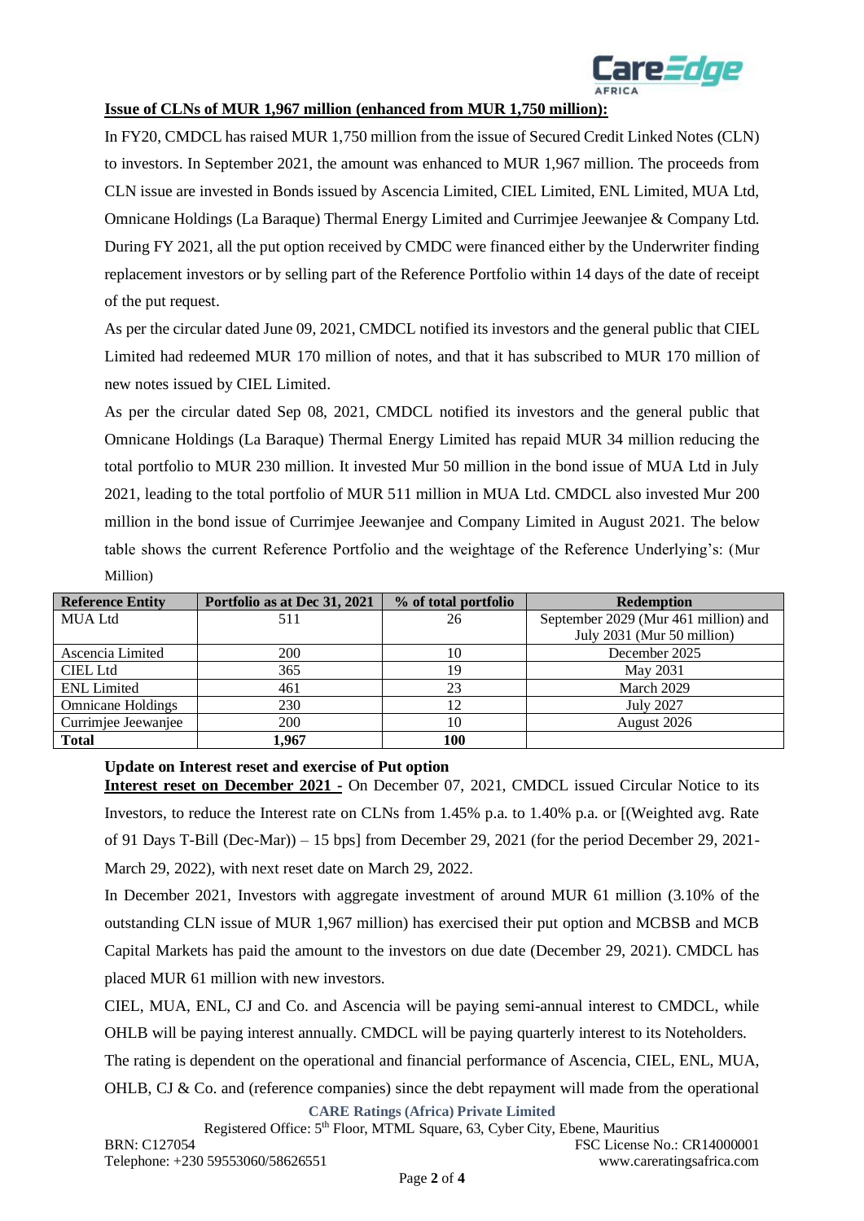**Issue of CLNs of MUR 1,967 million (enhanced from MUR 1,750 million):**

In FY20, CMDCL has raised MUR 1,750 million from the issue of Secured Credit Linked Notes (CLN) to investors. In September 2021, the amount was enhanced to MUR 1,967 million. The proceeds from CLN issue are invested in Bonds issued by Ascencia Limited, CIEL Limited, ENL Limited, MUA Ltd, Omnicane Holdings (La Baraque) Thermal Energy Limited and Currimjee Jeewanjee & Company Ltd. During FY 2021, all the put option received by CMDC were financed either by the Underwriter finding replacement investors or by selling part of the Reference Portfolio within 14 days of the date of receipt of the put request.

As per the circular dated June 09, 2021, CMDCL notified its investors and the general public that CIEL Limited had redeemed MUR 170 million of notes, and that it has subscribed to MUR 170 million of new notes issued by CIEL Limited.

As per the circular dated Sep 08, 2021, CMDCL notified its investors and the general public that Omnicane Holdings (La Baraque) Thermal Energy Limited has repaid MUR 34 million reducing the total portfolio to MUR 230 million. It invested Mur 50 million in the bond issue of MUA Ltd in July 2021, leading to the total portfolio of MUR 511 million in MUA Ltd. CMDCL also invested Mur 200 million in the bond issue of Currimjee Jeewanjee and Company Limited in August 2021. The below table shows the current Reference Portfolio and the weightage of the Reference Underlying's: (Mur Million)

| Reference Entity | Portfolio as at Dec 31, 2021 | % of total portfolio | Redemption |
|---|---|---|---|
| MUA Ltd | 511 | 26 | September 2029 (Mur 461 million) and July 2031 (Mur 50 million) |
| Ascencia Limited | 200 | 10 | December 2025 |
| CIEL Ltd | 365 | 19 | May 2031 |
| ENL Limited | 461 | 23 | March 2029 |
| Omnicane Holdings | 230 | 12 | July 2027 |
| Currimjee Jeewanjee | 200 | 10 | August 2026 |
| **Total** | **1,967** | **100** | |

**Update on Interest reset and exercise of Put option**

**Interest reset on December 2021 -** On December 07, 2021, CMDCL issued Circular Notice to its Investors, to reduce the Interest rate on CLNs from 1.45% p.a. to 1.40% p.a. or [(Weighted avg. Rate of 91 Days T-Bill (Dec-Mar)) – 15 bps] from December 29, 2021 (for the period December 29, 2021-March 29, 2022), with next reset date on March 29, 2022.

In December 2021, Investors with aggregate investment of around MUR 61 million (3.10% of the outstanding CLN issue of MUR 1,967 million) has exercised their put option and MCBSB and MCB Capital Markets has paid the amount to the investors on due date (December 29, 2021). CMDCL has placed MUR 61 million with new investors.

CIEL, MUA, ENL, CJ and Co. and Ascencia will be paying semi-annual interest to CMDCL, while OHLB will be paying interest annually. CMDCL will be paying quarterly interest to its Noteholders.

The rating is dependent on the operational and financial performance of Ascencia, CIEL, ENL, MUA, OHLB, CJ & Co. and (reference companies) since the debt repayment will made from the operational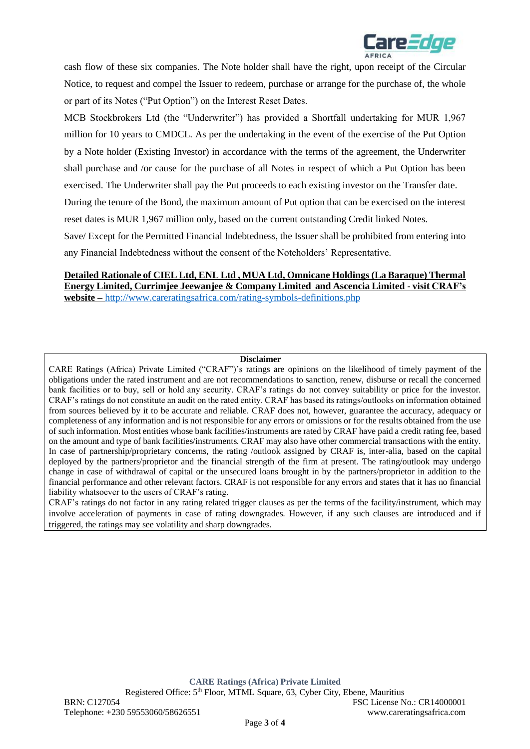cash flow of these six companies. The Note holder shall have the right, upon receipt of the Circular Notice, to request and compel the Issuer to redeem, purchase or arrange for the purchase of, the whole or part of its Notes ("Put Option") on the Interest Reset Dates.

MCB Stockbrokers Ltd (the "Underwriter") has provided a Shortfall undertaking for MUR 1,967 million for 10 years to CMDCL. As per the undertaking in the event of the exercise of the Put Option by a Note holder (Existing Investor) in accordance with the terms of the agreement, the Underwriter shall purchase and /or cause for the purchase of all Notes in respect of which a Put Option has been exercised. The Underwriter shall pay the Put proceeds to each existing investor on the Transfer date.

During the tenure of the Bond, the maximum amount of Put option that can be exercised on the interest reset dates is MUR 1,967 million only, based on the current outstanding Credit linked Notes.

Save/ Except for the Permitted Financial Indebtedness, the Issuer shall be prohibited from entering into any Financial Indebtedness without the consent of the Noteholders' Representative.

**Detailed Rationale of CIEL Ltd, ENL Ltd , MUA Ltd, Omnicane Holdings (La Baraque) Thermal Energy Limited, Currimjee Jeewanjee & Company Limited and Ascencia Limited - visit CRAF's website –** http://www.careratingsafrica.com/rating-symbols-definitions.php

**Disclaimer**

CARE Ratings (Africa) Private Limited ("CRAF")'s ratings are opinions on the likelihood of timely payment of the obligations under the rated instrument and are not recommendations to sanction, renew, disburse or recall the concerned bank facilities or to buy, sell or hold any security. CRAF's ratings do not convey suitability or price for the investor. CRAF's ratings do not constitute an audit on the rated entity. CRAF has based its ratings/outlooks on information obtained from sources believed by it to be accurate and reliable. CRAF does not, however, guarantee the accuracy, adequacy or completeness of any information and is not responsible for any errors or omissions or for the results obtained from the use of such information. Most entities whose bank facilities/instruments are rated by CRAF have paid a credit rating fee, based on the amount and type of bank facilities/instruments. CRAF may also have other commercial transactions with the entity. In case of partnership/proprietary concerns, the rating /outlook assigned by CRAF is, inter-alia, based on the capital deployed by the partners/proprietor and the financial strength of the firm at present. The rating/outlook may undergo change in case of withdrawal of capital or the unsecured loans brought in by the partners/proprietor in addition to the financial performance and other relevant factors. CRAF is not responsible for any errors and states that it has no financial liability whatsoever to the users of CRAF's rating.

CRAF's ratings do not factor in any rating related trigger clauses as per the terms of the facility/instrument, which may involve acceleration of payments in case of rating downgrades. However, if any such clauses are introduced and if triggered, the ratings may see volatility and sharp downgrades.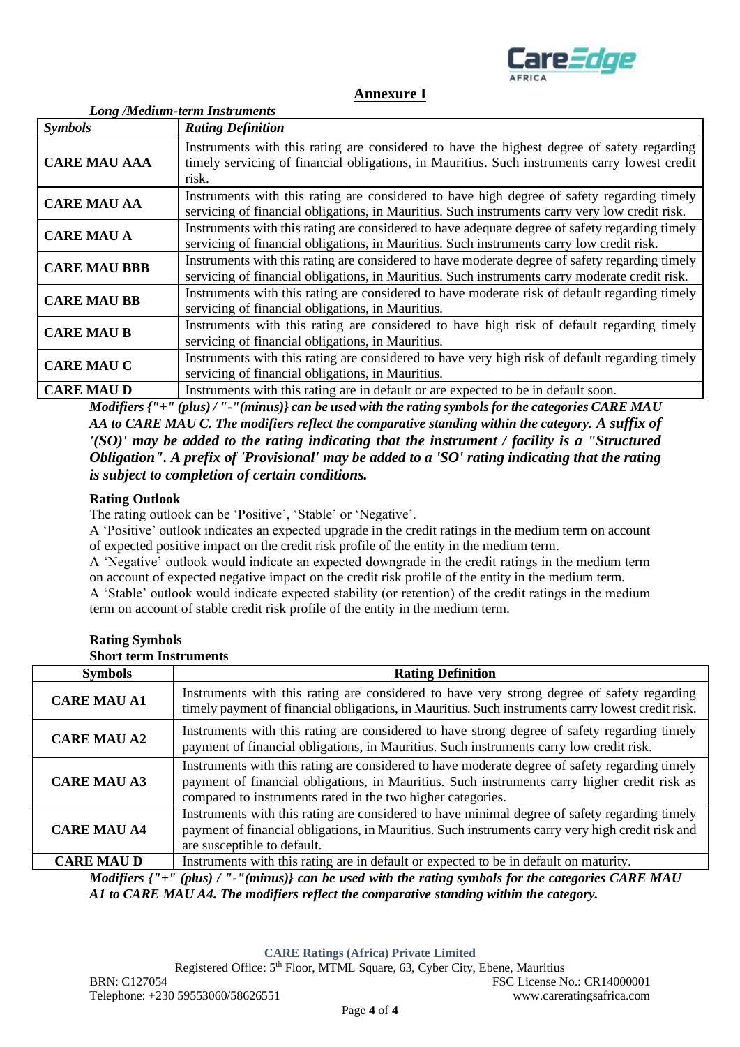## Annexure I

*Long /Medium-term Instruments*

| *Symbols* | *Rating Definition* |
|---|---|
| **CARE MAU AAA** | Instruments with this rating are considered to have the highest degree of safety regarding timely servicing of financial obligations, in Mauritius. Such instruments carry lowest credit risk. |
| **CARE MAU AA** | Instruments with this rating are considered to have high degree of safety regarding timely servicing of financial obligations, in Mauritius. Such instruments carry very low credit risk. |
| **CARE MAU A** | Instruments with this rating are considered to have adequate degree of safety regarding timely servicing of financial obligations, in Mauritius. Such instruments carry low credit risk. |
| **CARE MAU BBB** | Instruments with this rating are considered to have moderate degree of safety regarding timely servicing of financial obligations, in Mauritius. Such instruments carry moderate credit risk. |
| **CARE MAU BB** | Instruments with this rating are considered to have moderate risk of default regarding timely servicing of financial obligations, in Mauritius. |
| **CARE MAU B** | Instruments with this rating are considered to have high risk of default regarding timely servicing of financial obligations, in Mauritius. |
| **CARE MAU C** | Instruments with this rating are considered to have very high risk of default regarding timely servicing of financial obligations, in Mauritius. |
| **CARE MAU D** | Instruments with this rating are in default or are expected to be in default soon. |

***Modifiers {"+" (plus) / "-"(minus)} can be used with the rating symbols for the categories CARE MAU AA to CARE MAU C. The modifiers reflect the comparative standing within the category. A suffix of '(SO)' may be added to the rating indicating that the instrument / facility is a "Structured Obligation". A prefix of 'Provisional' may be added to a 'SO' rating indicating that the rating is subject to completion of certain conditions.***

**Rating Outlook**

The rating outlook can be 'Positive', 'Stable' or 'Negative'.

A 'Positive' outlook indicates an expected upgrade in the credit ratings in the medium term on account of expected positive impact on the credit risk profile of the entity in the medium term.

A 'Negative' outlook would indicate an expected downgrade in the credit ratings in the medium term on account of expected negative impact on the credit risk profile of the entity in the medium term.

A 'Stable' outlook would indicate expected stability (or retention) of the credit ratings in the medium term on account of stable credit risk profile of the entity in the medium term.

**Rating Symbols**

**Short term Instruments**

| **Symbols** | **Rating Definition** |
|---|---|
| **CARE MAU A1** | Instruments with this rating are considered to have very strong degree of safety regarding timely payment of financial obligations, in Mauritius. Such instruments carry lowest credit risk. |
| **CARE MAU A2** | Instruments with this rating are considered to have strong degree of safety regarding timely payment of financial obligations, in Mauritius. Such instruments carry low credit risk. |
| **CARE MAU A3** | Instruments with this rating are considered to have moderate degree of safety regarding timely payment of financial obligations, in Mauritius. Such instruments carry higher credit risk as compared to instruments rated in the two higher categories. |
| **CARE MAU A4** | Instruments with this rating are considered to have minimal degree of safety regarding timely payment of financial obligations, in Mauritius. Such instruments carry very high credit risk and are susceptible to default. |
| **CARE MAU D** | Instruments with this rating are in default or expected to be in default on maturity. |

***Modifiers {"+" (plus) / "-"(minus)} can be used with the rating symbols for the categories CARE MAU A1 to CARE MAU A4. The modifiers reflect the comparative standing within the category.***

**CARE Ratings (Africa) Private Limited**

Registered Office: 5th Floor, MTML Square, 63, Cyber City, Ebene, Mauritius

BRN: C127054 FSC License No.: CR14000001

Telephone: +230 59553060/58626551 www.careratingsafrica.com